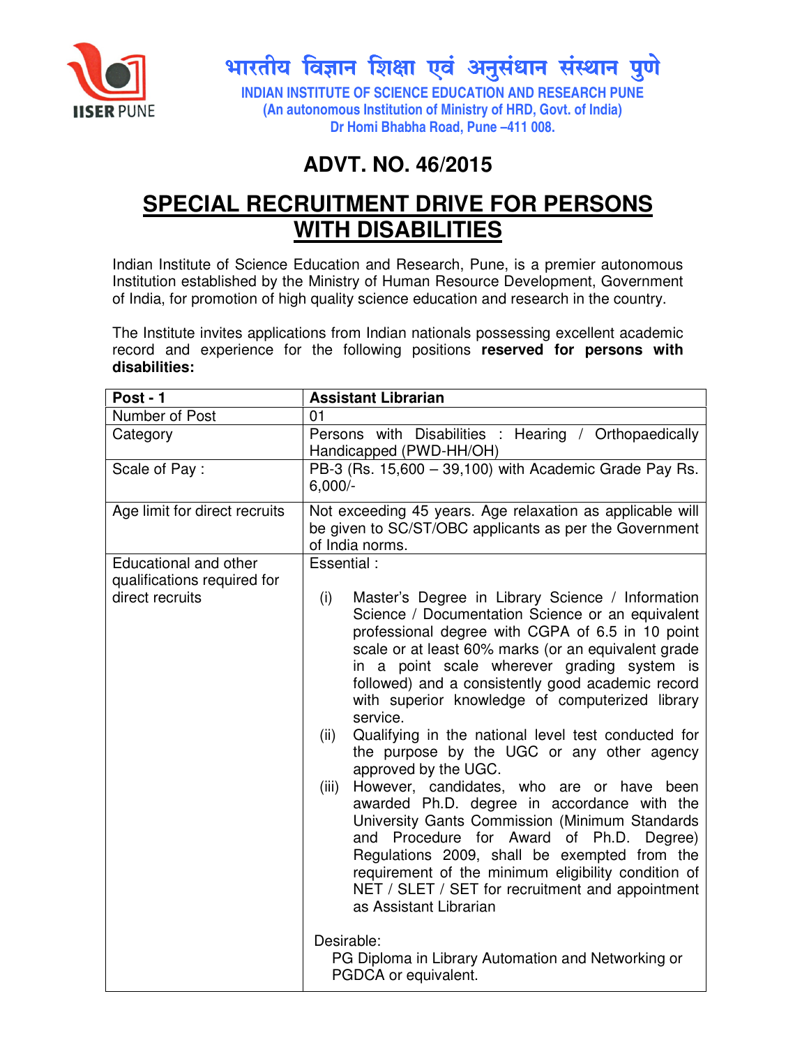भारतीय विज्ञान शिक्षा एवं अनुसंधान संस्थान पुणे

**INDIAN INSTITUTE OF SCIENCE EDUCATION AND RESEARCH PUNE**
**(An autonomous Institution of Ministry of HRD, Govt. of India)**
**Dr Homi Bhabha Road, Pune –411 008.**

# ADVT. NO. 46/2015

# SPECIAL RECRUITMENT DRIVE FOR PERSONS WITH DISABILITIES

Indian Institute of Science Education and Research, Pune, is a premier autonomous Institution established by the Ministry of Human Resource Development, Government of India, for promotion of high quality science education and research in the country.

The Institute invites applications from Indian nationals possessing excellent academic record and experience for the following positions **reserved for persons with disabilities:**

| **Post - 1** | **Assistant Librarian** |
|---|---|
| Number of Post | 01 |
| Category | Persons with Disabilities : Hearing / Orthopaedically Handicapped (PWD-HH/OH) |
| Scale of Pay : | PB-3 (Rs. 15,600 – 39,100) with Academic Grade Pay Rs. 6,000/- |
| Age limit for direct recruits | Not exceeding 45 years. Age relaxation as applicable will be given to SC/ST/OBC applicants as per the Government of India norms. |
| Educational and other qualifications required for direct recruits | Essential :<br><br>(i) Master's Degree in Library Science / Information Science / Documentation Science or an equivalent professional degree with CGPA of 6.5 in 10 point scale or at least 60% marks (or an equivalent grade in a point scale wherever grading system is followed) and a consistently good academic record with superior knowledge of computerized library service.<br>(ii) Qualifying in the national level test conducted for the purpose by the UGC or any other agency approved by the UGC.<br>(iii) However, candidates, who are or have been awarded Ph.D. degree in accordance with the University Gants Commission (Minimum Standards and Procedure for Award of Ph.D. Degree) Regulations 2009, shall be exempted from the requirement of the minimum eligibility condition of NET / SLET / SET for recruitment and appointment as Assistant Librarian<br><br>Desirable:<br>PG Diploma in Library Automation and Networking or PGDCA or equivalent. |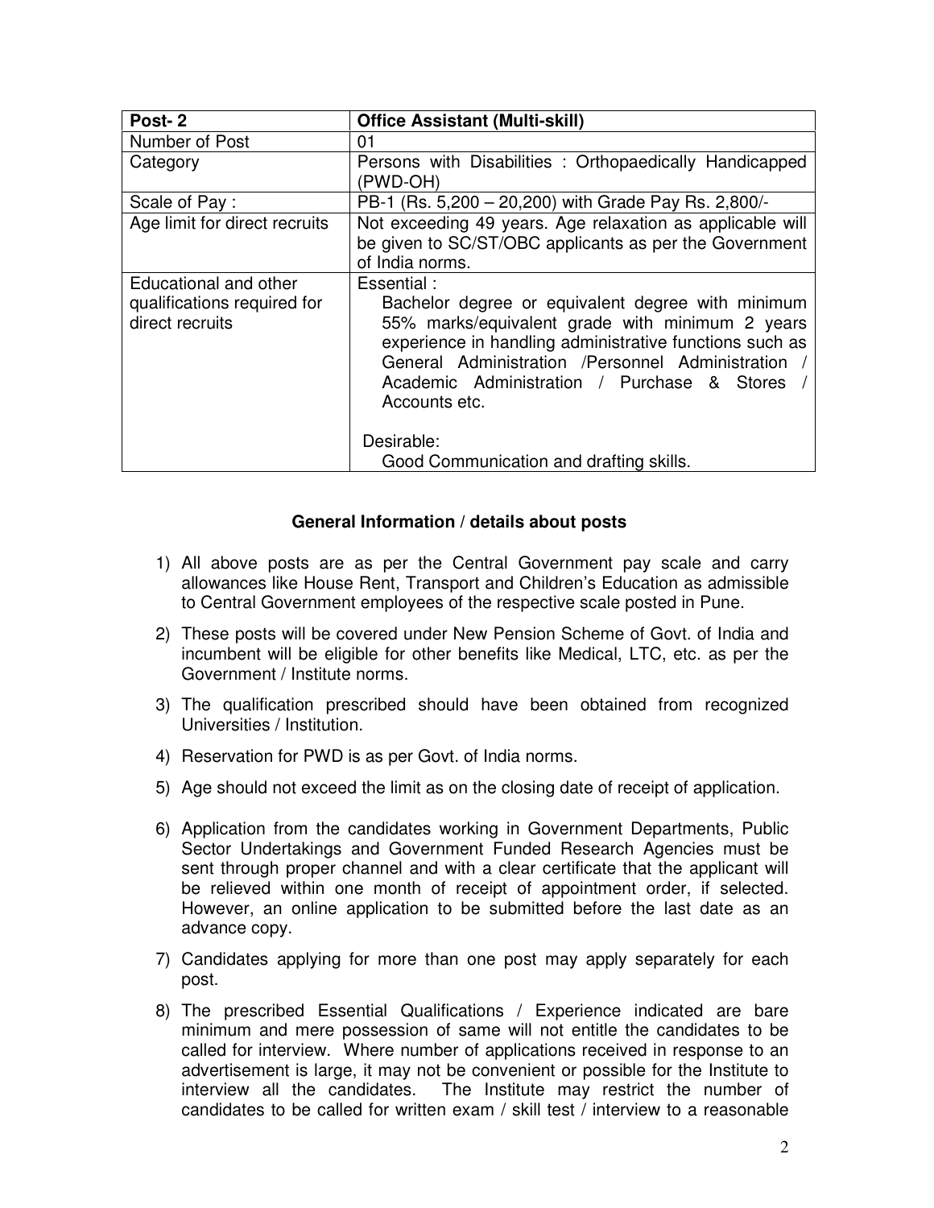| Post- 2 | Office Assistant (Multi-skill) |
|---|---|
| Number of Post | 01 |
| Category | Persons with Disabilities : Orthopaedically Handicapped (PWD-OH) |
| Scale of Pay : | PB-1 (Rs. 5,200 – 20,200) with Grade Pay Rs. 2,800/- |
| Age limit for direct recruits | Not exceeding 49 years. Age relaxation as applicable will be given to SC/ST/OBC applicants as per the Government of India norms. |
| Educational and other qualifications required for direct recruits | Essential :<br>Bachelor degree or equivalent degree with minimum 55% marks/equivalent grade with minimum 2 years experience in handling administrative functions such as General Administration /Personnel Administration / Academic Administration / Purchase & Stores / Accounts etc.<br><br>Desirable:<br>Good Communication and drafting skills. |

**General Information / details about posts**

1) All above posts are as per the Central Government pay scale and carry allowances like House Rent, Transport and Children's Education as admissible to Central Government employees of the respective scale posted in Pune.
2) These posts will be covered under New Pension Scheme of Govt. of India and incumbent will be eligible for other benefits like Medical, LTC, etc. as per the Government / Institute norms.
3) The qualification prescribed should have been obtained from recognized Universities / Institution.
4) Reservation for PWD is as per Govt. of India norms.
5) Age should not exceed the limit as on the closing date of receipt of application.
6) Application from the candidates working in Government Departments, Public Sector Undertakings and Government Funded Research Agencies must be sent through proper channel and with a clear certificate that the applicant will be relieved within one month of receipt of appointment order, if selected. However, an online application to be submitted before the last date as an advance copy.
7) Candidates applying for more than one post may apply separately for each post.
8) The prescribed Essential Qualifications / Experience indicated are bare minimum and mere possession of same will not entitle the candidates to be called for interview. Where number of applications received in response to an advertisement is large, it may not be convenient or possible for the Institute to interview all the candidates. The Institute may restrict the number of candidates to be called for written exam / skill test / interview to a reasonable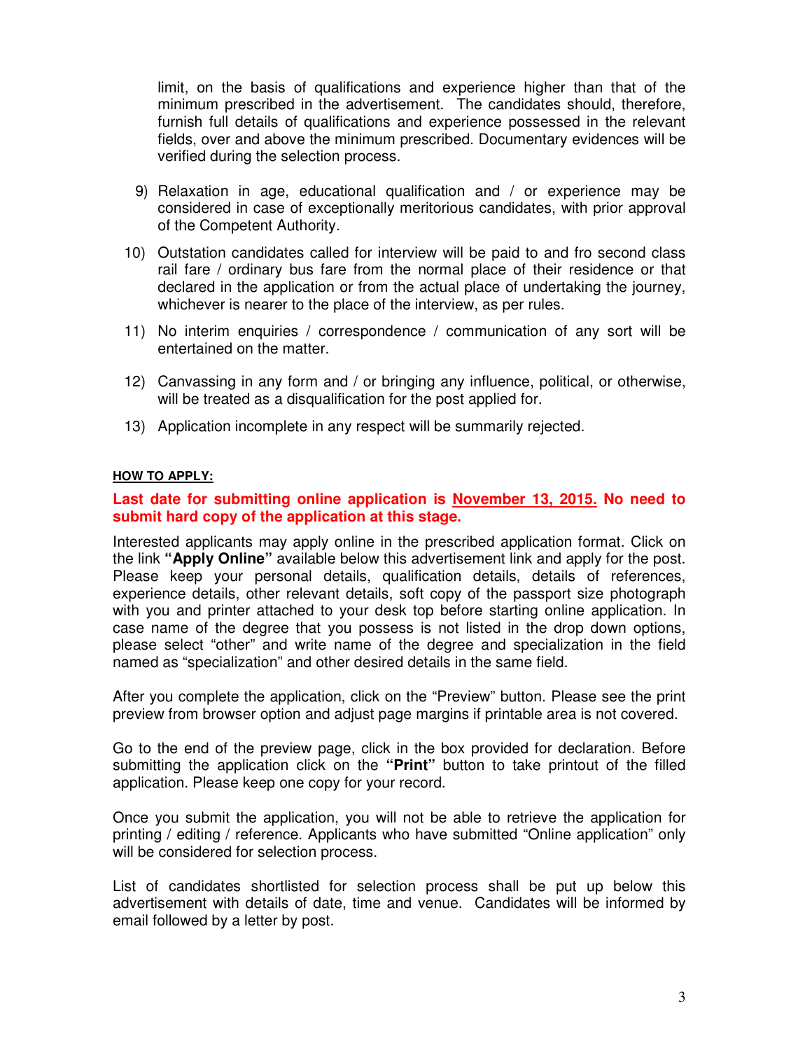limit, on the basis of qualifications and experience higher than that of the minimum prescribed in the advertisement. The candidates should, therefore, furnish full details of qualifications and experience possessed in the relevant fields, over and above the minimum prescribed. Documentary evidences will be verified during the selection process.

9) Relaxation in age, educational qualification and / or experience may be considered in case of exceptionally meritorious candidates, with prior approval of the Competent Authority.

10) Outstation candidates called for interview will be paid to and fro second class rail fare / ordinary bus fare from the normal place of their residence or that declared in the application or from the actual place of undertaking the journey, whichever is nearer to the place of the interview, as per rules.

11) No interim enquiries / correspondence / communication of any sort will be entertained on the matter.

12) Canvassing in any form and / or bringing any influence, political, or otherwise, will be treated as a disqualification for the post applied for.

13) Application incomplete in any respect will be summarily rejected.

**HOW TO APPLY:**

**Last date for submitting online application is November 13, 2015. No need to submit hard copy of the application at this stage.**

Interested applicants may apply online in the prescribed application format. Click on the link **"Apply Online"** available below this advertisement link and apply for the post. Please keep your personal details, qualification details, details of references, experience details, other relevant details, soft copy of the passport size photograph with you and printer attached to your desk top before starting online application. In case name of the degree that you possess is not listed in the drop down options, please select "other" and write name of the degree and specialization in the field named as "specialization" and other desired details in the same field.

After you complete the application, click on the "Preview" button. Please see the print preview from browser option and adjust page margins if printable area is not covered.

Go to the end of the preview page, click in the box provided for declaration. Before submitting the application click on the **"Print"** button to take printout of the filled application. Please keep one copy for your record.

Once you submit the application, you will not be able to retrieve the application for printing / editing / reference. Applicants who have submitted "Online application" only will be considered for selection process.

List of candidates shortlisted for selection process shall be put up below this advertisement with details of date, time and venue. Candidates will be informed by email followed by a letter by post.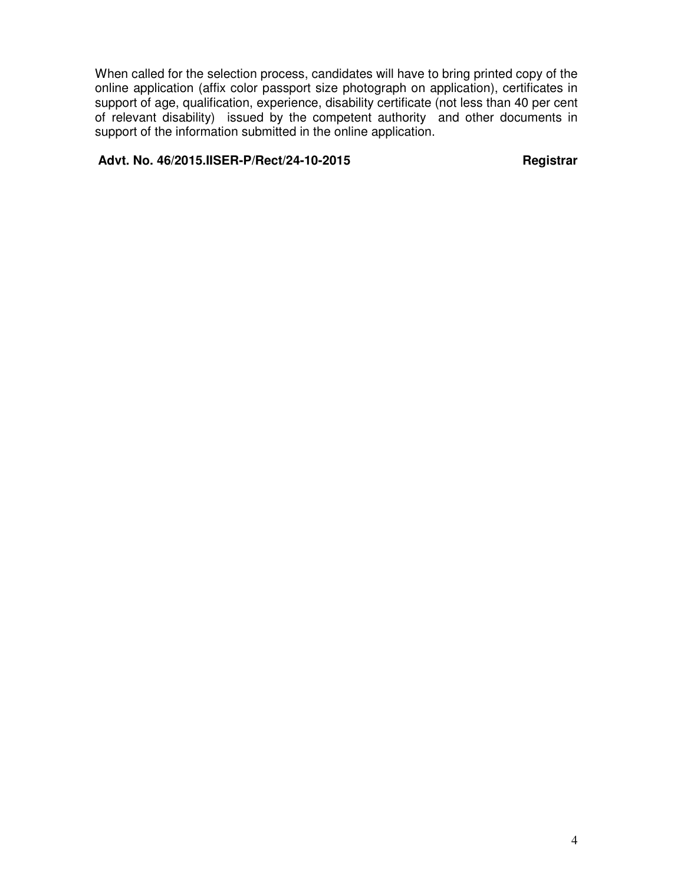When called for the selection process, candidates will have to bring printed copy of the online application (affix color passport size photograph on application), certificates in support of age, qualification, experience, disability certificate (not less than 40 per cent of relevant disability) issued by the competent authority and other documents in support of the information submitted in the online application.

**Advt. No. 46/2015.IISER-P/Rect/24-10-2015** **Registrar**